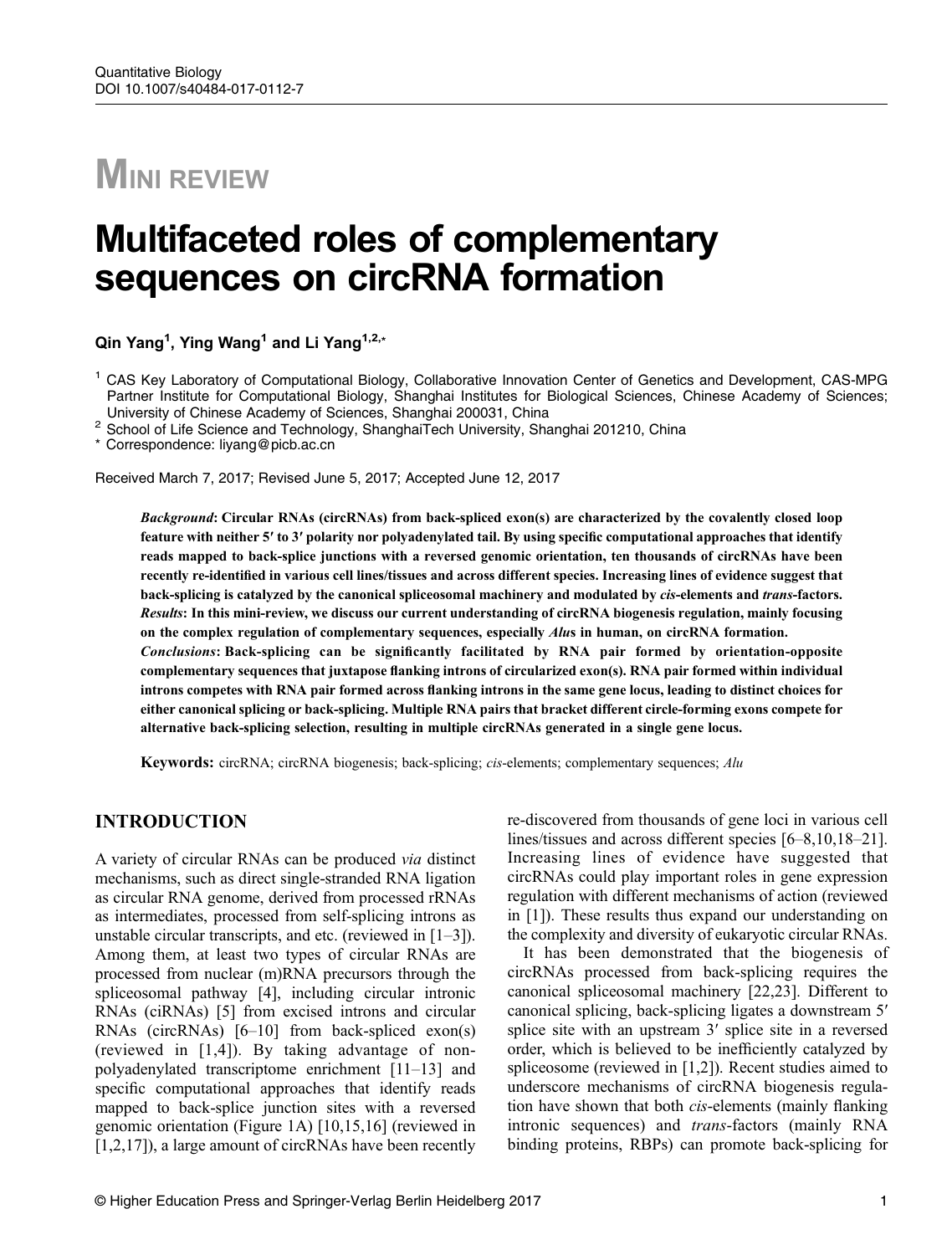# MINI REVIEW

# Multifaceted roles of complementary sequences on circRNA formation

**Qin Yang[1], Ying Wang[1] and Li Yang[1,2,*]**

[1] CAS Key Laboratory of Computational Biology, Collaborative Innovation Center of Genetics and Development, CAS-MPG Partner Institute for Computational Biology, Shanghai Institutes for Biological Sciences, Chinese Academy of Sciences; University of Chinese Academy of Sciences, Shanghai 200031, China
[2] School of Life Science and Technology, ShanghaiTech University, Shanghai 201210, China
* Correspondence: liyang@picb.ac.cn

Received March 7, 2017; Revised June 5, 2017; Accepted June 12, 2017

***Background*: Circular RNAs (circRNAs) from back-spliced exon(s) are characterized by the covalently closed loop feature with neither 5′ to 3′ polarity nor polyadenylated tail. By using specific computational approaches that identify reads mapped to back-splice junctions with a reversed genomic orientation, ten thousands of circRNAs have been recently re-identified in various cell lines/tissues and across different species. Increasing lines of evidence suggest that back-splicing is catalyzed by the canonical spliceosomal machinery and modulated by *cis*-elements and *trans*-factors.**
***Results*: In this mini-review, we discuss our current understanding of circRNA biogenesis regulation, mainly focusing on the complex regulation of complementary sequences, especially *Alu*s in human, on circRNA formation.**
***Conclusions*: Back-splicing can be significantly facilitated by RNA pair formed by orientation-opposite complementary sequences that juxtapose flanking introns of circularized exon(s). RNA pair formed within individual introns competes with RNA pair formed across flanking introns in the same gene locus, leading to distinct choices for either canonical splicing or back-splicing. Multiple RNA pairs that bracket different circle-forming exons compete for alternative back-splicing selection, resulting in multiple circRNAs generated in a single gene locus.**

**Keywords:** circRNA; circRNA biogenesis; back-splicing; *cis*-elements; complementary sequences; *Alu*

## INTRODUCTION

A variety of circular RNAs can be produced *via* distinct mechanisms, such as direct single-stranded RNA ligation as circular RNA genome, derived from processed rRNAs as intermediates, processed from self-splicing introns as unstable circular transcripts, and etc. (reviewed in [1–3]). Among them, at least two types of circular RNAs are processed from nuclear (m)RNA precursors through the spliceosomal pathway [4], including circular intronic RNAs (ciRNAs) [5] from excised introns and circular RNAs (circRNAs) [6–10] from back-spliced exon(s) (reviewed in [1,4]). By taking advantage of non-polyadenylated transcriptome enrichment [11–13] and specific computational approaches that identify reads mapped to back-splice junction sites with a reversed genomic orientation (Figure 1A) [10,15,16] (reviewed in [1,2,17]), a large amount of circRNAs have been recently re-discovered from thousands of gene loci in various cell lines/tissues and across different species [6–8,10,18–21]. Increasing lines of evidence have suggested that circRNAs could play important roles in gene expression regulation with different mechanisms of action (reviewed in [1]). These results thus expand our understanding on the complexity and diversity of eukaryotic circular RNAs.

It has been demonstrated that the biogenesis of circRNAs processed from back-splicing requires the canonical spliceosomal machinery [22,23]. Different to canonical splicing, back-splicing ligates a downstream 5′ splice site with an upstream 3′ splice site in a reversed order, which is believed to be inefficiently catalyzed by spliceosome (reviewed in [1,2]). Recent studies aimed to underscore mechanisms of circRNA biogenesis regulation have shown that both *cis*-elements (mainly flanking intronic sequences) and *trans*-factors (mainly RNA binding proteins, RBPs) can promote back-splicing for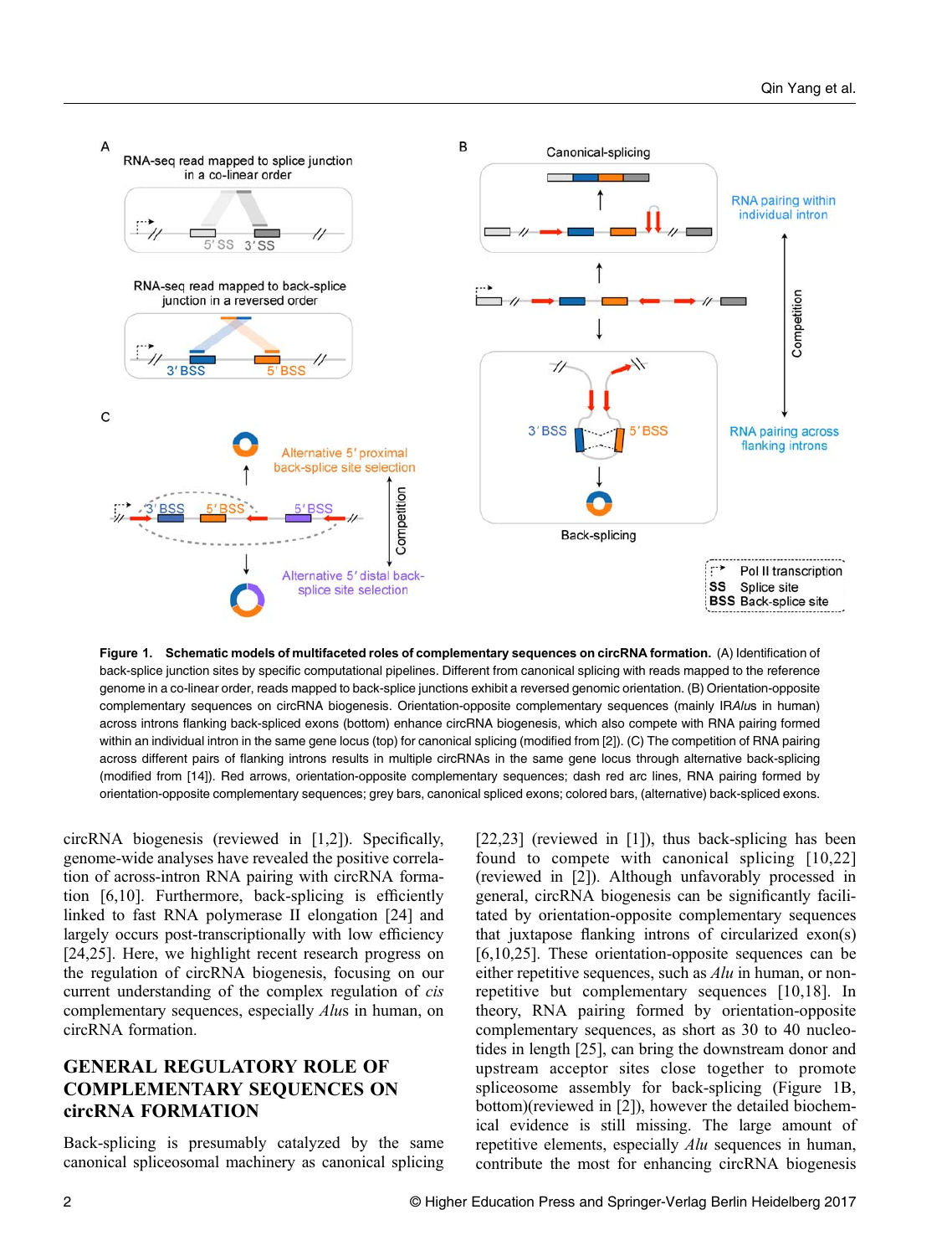**Figure 1. Schematic models of multifaceted roles of complementary sequences on circRNA formation.** (A) Identification of back-splice junction sites by specific computational pipelines. Different from canonical splicing with reads mapped to the reference genome in a co-linear order, reads mapped to back-splice junctions exhibit a reversed genomic orientation. (B) Orientation-opposite complementary sequences on circRNA biogenesis. Orientation-opposite complementary sequences (mainly IR*Alu*s in human) across introns flanking back-spliced exons (bottom) enhance circRNA biogenesis, which also compete with RNA pairing formed within an individual intron in the same gene locus (top) for canonical splicing (modified from [2]). (C) The competition of RNA pairing across different pairs of flanking introns results in multiple circRNAs in the same gene locus through alternative back-splicing (modified from [14]). Red arrows, orientation-opposite complementary sequences; dash red arc lines, RNA pairing formed by orientation-opposite complementary sequences; grey bars, canonical spliced exons; colored bars, (alternative) back-spliced exons.

circRNA biogenesis (reviewed in [1,2]). Specifically, genome-wide analyses have revealed the positive correlation of across-intron RNA pairing with circRNA formation [6,10]. Furthermore, back-splicing is efficiently linked to fast RNA polymerase II elongation [24] and largely occurs post-transcriptionally with low efficiency [24,25]. Here, we highlight recent research progress on the regulation of circRNA biogenesis, focusing on our current understanding of the complex regulation of *cis* complementary sequences, especially *Alu*s in human, on circRNA formation.

## GENERAL REGULATORY ROLE OF COMPLEMENTARY SEQUENCES ON circRNA FORMATION

Back-splicing is presumably catalyzed by the same canonical spliceosomal machinery as canonical splicing [22,23] (reviewed in [1]), thus back-splicing has been found to compete with canonical splicing [10,22] (reviewed in [2]). Although unfavorably processed in general, circRNA biogenesis can be significantly facilitated by orientation-opposite complementary sequences that juxtapose flanking introns of circularized exon(s) [6,10,25]. These orientation-opposite sequences can be either repetitive sequences, such as *Alu* in human, or non-repetitive but complementary sequences [10,18]. In theory, RNA pairing formed by orientation-opposite complementary sequences, as short as 30 to 40 nucleotides in length [25], can bring the downstream donor and upstream acceptor sites close together to promote spliceosome assembly for back-splicing (Figure 1B, bottom)(reviewed in [2]), however the detailed biochemical evidence is still missing. The large amount of repetitive elements, especially *Alu* sequences in human, contribute the most for enhancing circRNA biogenesis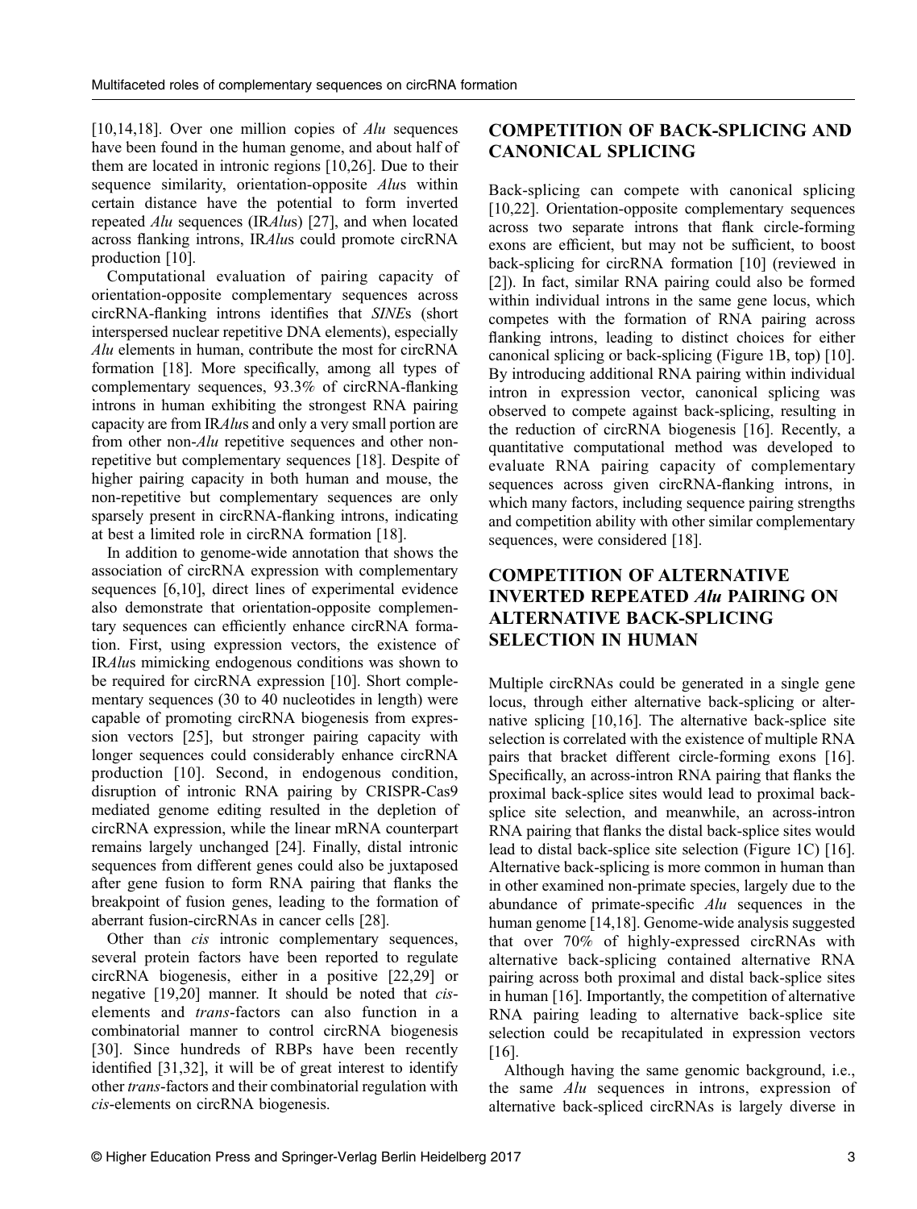[10,14,18]. Over one million copies of *Alu* sequences have been found in the human genome, and about half of them are located in intronic regions [10,26]. Due to their sequence similarity, orientation-opposite *Alu*s within certain distance have the potential to form inverted repeated *Alu* sequences (IR*Alu*s) [27], and when located across flanking introns, IR*Alu*s could promote circRNA production [10].

Computational evaluation of pairing capacity of orientation-opposite complementary sequences across circRNA-flanking introns identifies that *SINE*s (short interspersed nuclear repetitive DNA elements), especially *Alu* elements in human, contribute the most for circRNA formation [18]. More specifically, among all types of complementary sequences, 93.3% of circRNA-flanking introns in human exhibiting the strongest RNA pairing capacity are from IR*Alu*s and only a very small portion are from other non-*Alu* repetitive sequences and other non-repetitive but complementary sequences [18]. Despite of higher pairing capacity in both human and mouse, the non-repetitive but complementary sequences are only sparsely present in circRNA-flanking introns, indicating at best a limited role in circRNA formation [18].

In addition to genome-wide annotation that shows the association of circRNA expression with complementary sequences [6,10], direct lines of experimental evidence also demonstrate that orientation-opposite complementary sequences can efficiently enhance circRNA formation. First, using expression vectors, the existence of IR*Alu*s mimicking endogenous conditions was shown to be required for circRNA expression [10]. Short complementary sequences (30 to 40 nucleotides in length) were capable of promoting circRNA biogenesis from expression vectors [25], but stronger pairing capacity with longer sequences could considerably enhance circRNA production [10]. Second, in endogenous condition, disruption of intronic RNA pairing by CRISPR-Cas9 mediated genome editing resulted in the depletion of circRNA expression, while the linear mRNA counterpart remains largely unchanged [24]. Finally, distal intronic sequences from different genes could also be juxtaposed after gene fusion to form RNA pairing that flanks the breakpoint of fusion genes, leading to the formation of aberrant fusion-circRNAs in cancer cells [28].

Other than *cis* intronic complementary sequences, several protein factors have been reported to regulate circRNA biogenesis, either in a positive [22,29] or negative [19,20] manner. It should be noted that *cis*-elements and *trans*-factors can also function in a combinatorial manner to control circRNA biogenesis [30]. Since hundreds of RBPs have been recently identified [31,32], it will be of great interest to identify other *trans*-factors and their combinatorial regulation with *cis*-elements on circRNA biogenesis.

## COMPETITION OF BACK-SPLICING AND CANONICAL SPLICING

Back-splicing can compete with canonical splicing [10,22]. Orientation-opposite complementary sequences across two separate introns that flank circle-forming exons are efficient, but may not be sufficient, to boost back-splicing for circRNA formation [10] (reviewed in [2]). In fact, similar RNA pairing could also be formed within individual introns in the same gene locus, which competes with the formation of RNA pairing across flanking introns, leading to distinct choices for either canonical splicing or back-splicing (Figure 1B, top) [10]. By introducing additional RNA pairing within individual intron in expression vector, canonical splicing was observed to compete against back-splicing, resulting in the reduction of circRNA biogenesis [16]. Recently, a quantitative computational method was developed to evaluate RNA pairing capacity of complementary sequences across given circRNA-flanking introns, in which many factors, including sequence pairing strengths and competition ability with other similar complementary sequences, were considered [18].

## COMPETITION OF ALTERNATIVE INVERTED REPEATED *Alu* PAIRING ON ALTERNATIVE BACK-SPLICING SELECTION IN HUMAN

Multiple circRNAs could be generated in a single gene locus, through either alternative back-splicing or alternative splicing [10,16]. The alternative back-splice site selection is correlated with the existence of multiple RNA pairs that bracket different circle-forming exons [16]. Specifically, an across-intron RNA pairing that flanks the proximal back-splice sites would lead to proximal back-splice site selection, and meanwhile, an across-intron RNA pairing that flanks the distal back-splice sites would lead to distal back-splice site selection (Figure 1C) [16]. Alternative back-splicing is more common in human than in other examined non-primate species, largely due to the abundance of primate-specific *Alu* sequences in the human genome [14,18]. Genome-wide analysis suggested that over 70% of highly-expressed circRNAs with alternative back-splicing contained alternative RNA pairing across both proximal and distal back-splice sites in human [16]. Importantly, the competition of alternative RNA pairing leading to alternative back-splice site selection could be recapitulated in expression vectors [16].

Although having the same genomic background, i.e., the same *Alu* sequences in introns, expression of alternative back-spliced circRNAs is largely diverse in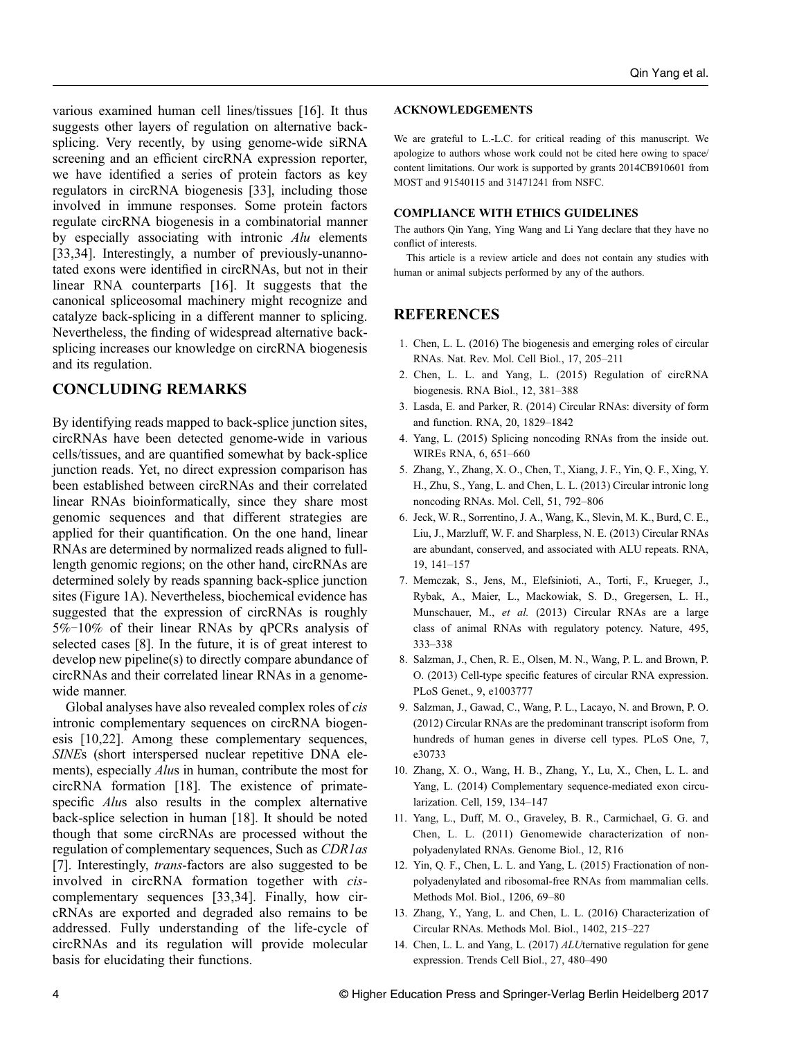various examined human cell lines/tissues [16]. It thus suggests other layers of regulation on alternative back-splicing. Very recently, by using genome-wide siRNA screening and an efficient circRNA expression reporter, we have identified a series of protein factors as key regulators in circRNA biogenesis [33], including those involved in immune responses. Some protein factors regulate circRNA biogenesis in a combinatorial manner by especially associating with intronic *Alu* elements [33,34]. Interestingly, a number of previously-unannotated exons were identified in circRNAs, but not in their linear RNA counterparts [16]. It suggests that the canonical spliceosomal machinery might recognize and catalyze back-splicing in a different manner to splicing. Nevertheless, the finding of widespread alternative back-splicing increases our knowledge on circRNA biogenesis and its regulation.

## CONCLUDING REMARKS

By identifying reads mapped to back-splice junction sites, circRNAs have been detected genome-wide in various cells/tissues, and are quantified somewhat by back-splice junction reads. Yet, no direct expression comparison has been established between circRNAs and their correlated linear RNAs bioinformatically, since they share most genomic sequences and that different strategies are applied for their quantification. On the one hand, linear RNAs are determined by normalized reads aligned to full-length genomic regions; on the other hand, circRNAs are determined solely by reads spanning back-splice junction sites (Figure 1A). Nevertheless, biochemical evidence has suggested that the expression of circRNAs is roughly 5%–10% of their linear RNAs by qPCRs analysis of selected cases [8]. In the future, it is of great interest to develop new pipeline(s) to directly compare abundance of circRNAs and their correlated linear RNAs in a genome-wide manner.

Global analyses have also revealed complex roles of *cis* intronic complementary sequences on circRNA biogenesis [10,22]. Among these complementary sequences, *SINE*s (short interspersed nuclear repetitive DNA elements), especially *Alu*s in human, contribute the most for circRNA formation [18]. The existence of primate-specific *Alu*s also results in the complex alternative back-splice selection in human [18]. It should be noted though that some circRNAs are processed without the regulation of complementary sequences, Such as *CDR1as* [7]. Interestingly, *trans*-factors are also suggested to be involved in circRNA formation together with *cis*-complementary sequences [33,34]. Finally, how circRNAs are exported and degraded also remains to be addressed. Fully understanding of the life-cycle of circRNAs and its regulation will provide molecular basis for elucidating their functions.

### ACKNOWLEDGEMENTS

We are grateful to L.-L.C. for critical reading of this manuscript. We apologize to authors whose work could not be cited here owing to space/content limitations. Our work is supported by grants 2014CB910601 from MOST and 91540115 and 31471241 from NSFC.

### COMPLIANCE WITH ETHICS GUIDELINES

The authors Qin Yang, Ying Wang and Li Yang declare that they have no conflict of interests.

This article is a review article and does not contain any studies with human or animal subjects performed by any of the authors.

## REFERENCES

1. Chen, L. L. (2016) The biogenesis and emerging roles of circular RNAs. Nat. Rev. Mol. Cell Biol., 17, 205–211
2. Chen, L. L. and Yang, L. (2015) Regulation of circRNA biogenesis. RNA Biol., 12, 381–388
3. Lasda, E. and Parker, R. (2014) Circular RNAs: diversity of form and function. RNA, 20, 1829–1842
4. Yang, L. (2015) Splicing noncoding RNAs from the inside out. WIREs RNA, 6, 651–660
5. Zhang, Y., Zhang, X. O., Chen, T., Xiang, J. F., Yin, Q. F., Xing, Y. H., Zhu, S., Yang, L. and Chen, L. L. (2013) Circular intronic long noncoding RNAs. Mol. Cell, 51, 792–806
6. Jeck, W. R., Sorrentino, J. A., Wang, K., Slevin, M. K., Burd, C. E., Liu, J., Marzluff, W. F. and Sharpless, N. E. (2013) Circular RNAs are abundant, conserved, and associated with ALU repeats. RNA, 19, 141–157
7. Memczak, S., Jens, M., Elefsinioti, A., Torti, F., Krueger, J., Rybak, A., Maier, L., Mackowiak, S. D., Gregersen, L. H., Munschauer, M., *et al.* (2013) Circular RNAs are a large class of animal RNAs with regulatory potency. Nature, 495, 333–338
8. Salzman, J., Chen, R. E., Olsen, M. N., Wang, P. L. and Brown, P. O. (2013) Cell-type specific features of circular RNA expression. PLoS Genet., 9, e1003777
9. Salzman, J., Gawad, C., Wang, P. L., Lacayo, N. and Brown, P. O. (2012) Circular RNAs are the predominant transcript isoform from hundreds of human genes in diverse cell types. PLoS One, 7, e30733
10. Zhang, X. O., Wang, H. B., Zhang, Y., Lu, X., Chen, L. L. and Yang, L. (2014) Complementary sequence-mediated exon circularization. Cell, 159, 134–147
11. Yang, L., Duff, M. O., Graveley, B. R., Carmichael, G. G. and Chen, L. L. (2011) Genomewide characterization of non-polyadenylated RNAs. Genome Biol., 12, R16
12. Yin, Q. F., Chen, L. L. and Yang, L. (2015) Fractionation of non-polyadenylated and ribosomal-free RNAs from mammalian cells. Methods Mol. Biol., 1206, 69–80
13. Zhang, Y., Yang, L. and Chen, L. L. (2016) Characterization of Circular RNAs. Methods Mol. Biol., 1402, 215–227
14. Chen, L. L. and Yang, L. (2017) *ALU*ternative regulation for gene expression. Trends Cell Biol., 27, 480–490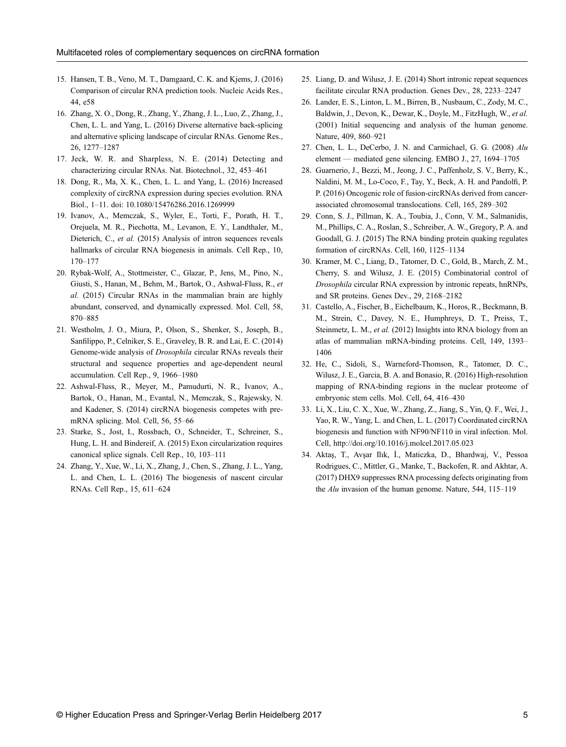15. Hansen, T. B., Veno, M. T., Damgaard, C. K. and Kjems, J. (2016) Comparison of circular RNA prediction tools. Nucleic Acids Res., 44, e58
16. Zhang, X. O., Dong, R., Zhang, Y., Zhang, J. L., Luo, Z., Zhang, J., Chen, L. L. and Yang, L. (2016) Diverse alternative back-splicing and alternative splicing landscape of circular RNAs. Genome Res., 26, 1277–1287
17. Jeck, W. R. and Sharpless, N. E. (2014) Detecting and characterizing circular RNAs. Nat. Biotechnol., 32, 453–461
18. Dong, R., Ma, X. K., Chen, L. L. and Yang, L. (2016) Increased complexity of circRNA expression during species evolution. RNA Biol., 1–11. doi: 10.1080/15476286.2016.1269999
19. Ivanov, A., Memczak, S., Wyler, E., Torti, F., Porath, H. T., Orejuela, M. R., Piechotta, M., Levanon, E. Y., Landthaler, M., Dieterich, C., *et al.* (2015) Analysis of intron sequences reveals hallmarks of circular RNA biogenesis in animals. Cell Rep., 10, 170–177
20. Rybak-Wolf, A., Stottmeister, C., Glazar, P., Jens, M., Pino, N., Giusti, S., Hanan, M., Behm, M., Bartok, O., Ashwal-Fluss, R., *et al.* (2015) Circular RNAs in the mammalian brain are highly abundant, conserved, and dynamically expressed. Mol. Cell, 58, 870–885
21. Westholm, J. O., Miura, P., Olson, S., Shenker, S., Joseph, B., Sanfilippo, P., Celniker, S. E., Graveley, B. R. and Lai, E. C. (2014) Genome-wide analysis of *Drosophila* circular RNAs reveals their structural and sequence properties and age-dependent neural accumulation. Cell Rep., 9, 1966–1980
22. Ashwal-Fluss, R., Meyer, M., Pamudurti, N. R., Ivanov, A., Bartok, O., Hanan, M., Evantal, N., Memczak, S., Rajewsky, N. and Kadener, S. (2014) circRNA biogenesis competes with pre-mRNA splicing. Mol. Cell, 56, 55–66
23. Starke, S., Jost, I., Rossbach, O., Schneider, T., Schreiner, S., Hung, L. H. and Bindereif, A. (2015) Exon circularization requires canonical splice signals. Cell Rep., 10, 103–111
24. Zhang, Y., Xue, W., Li, X., Zhang, J., Chen, S., Zhang, J. L., Yang, L. and Chen, L. L. (2016) The biogenesis of nascent circular RNAs. Cell Rep., 15, 611–624
25. Liang, D. and Wilusz, J. E. (2014) Short intronic repeat sequences facilitate circular RNA production. Genes Dev., 28, 2233–2247
26. Lander, E. S., Linton, L. M., Birren, B., Nusbaum, C., Zody, M. C., Baldwin, J., Devon, K., Dewar, K., Doyle, M., FitzHugh, W., *et al.* (2001) Initial sequencing and analysis of the human genome. Nature, 409, 860–921
27. Chen, L. L., DeCerbo, J. N. and Carmichael, G. G. (2008) *Alu* element — mediated gene silencing. EMBO J., 27, 1694–1705
28. Guarnerio, J., Bezzi, M., Jeong, J. C., Paffenholz, S. V., Berry, K., Naldini, M. M., Lo-Coco, F., Tay, Y., Beck, A. H. and Pandolfi, P. P. (2016) Oncogenic role of fusion-circRNAs derived from cancer-associated chromosomal translocations. Cell, 165, 289–302
29. Conn, S. J., Pillman, K. A., Toubia, J., Conn, V. M., Salmanidis, M., Phillips, C. A., Roslan, S., Schreiber, A. W., Gregory, P. A. and Goodall, G. J. (2015) The RNA binding protein quaking regulates formation of circRNAs. Cell, 160, 1125–1134
30. Kramer, M. C., Liang, D., Tatomer, D. C., Gold, B., March, Z. M., Cherry, S. and Wilusz, J. E. (2015) Combinatorial control of *Drosophila* circular RNA expression by intronic repeats, hnRNPs, and SR proteins. Genes Dev., 29, 2168–2182
31. Castello, A., Fischer, B., Eichelbaum, K., Horos, R., Beckmann, B. M., Strein, C., Davey, N. E., Humphreys, D. T., Preiss, T., Steinmetz, L. M., *et al.* (2012) Insights into RNA biology from an atlas of mammalian mRNA-binding proteins. Cell, 149, 1393–1406
32. He, C., Sidoli, S., Warneford-Thomson, R., Tatomer, D. C., Wilusz, J. E., Garcia, B. A. and Bonasio, R. (2016) High-resolution mapping of RNA-binding regions in the nuclear proteome of embryonic stem cells. Mol. Cell, 64, 416–430
33. Li, X., Liu, C. X., Xue, W., Zhang, Z., Jiang, S., Yin, Q. F., Wei, J., Yao, R. W., Yang, L. and Chen, L. L. (2017) Coordinated circRNA biogenesis and function with NF90/NF110 in viral infection. Mol. Cell, http://doi.org/10.1016/j.molcel.2017.05.023
34. Aktaş, T., Avşar Ilık, İ., Maticzka, D., Bhardwaj, V., Pessoa Rodrigues, C., Mittler, G., Manke, T., Backofen, R. and Akhtar, A. (2017) DHX9 suppresses RNA processing defects originating from the *Alu* invasion of the human genome. Nature, 544, 115–119